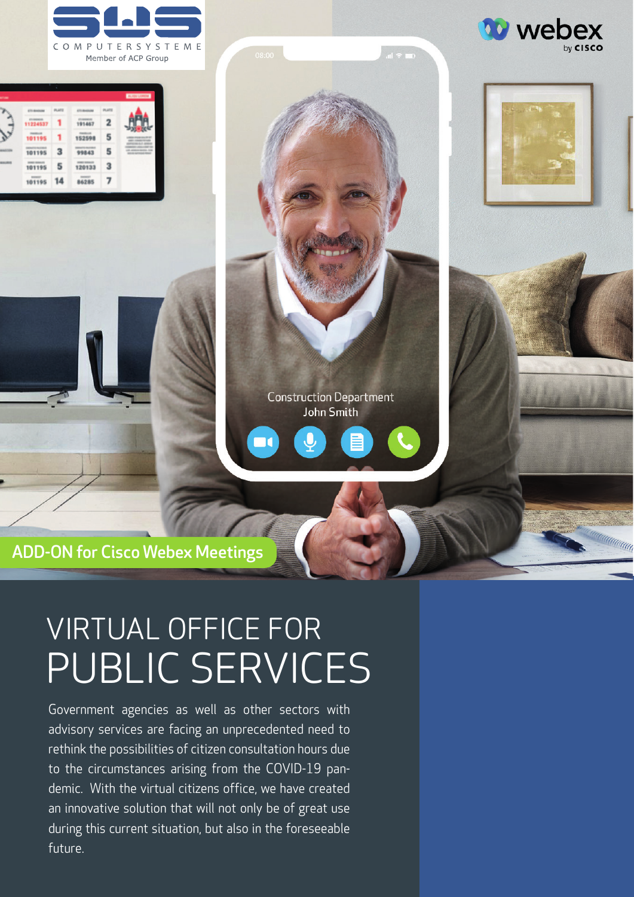SWS COMPUTERSYSTEME
Member of ACP Group

webex by cisco

Construction Department
John Smith

**ADD-ON for Cisco Webex Meetings**

# VIRTUAL OFFICE FOR PUBLIC SERVICES

Government agencies as well as other sectors with advisory services are facing an unprecedented need to rethink the possibilities of citizen consultation hours due to the circumstances arising from the COVID-19 pandemic. With the virtual citizens office, we have created an innovative solution that will not only be of great use during this current situation, but also in the foreseeable future.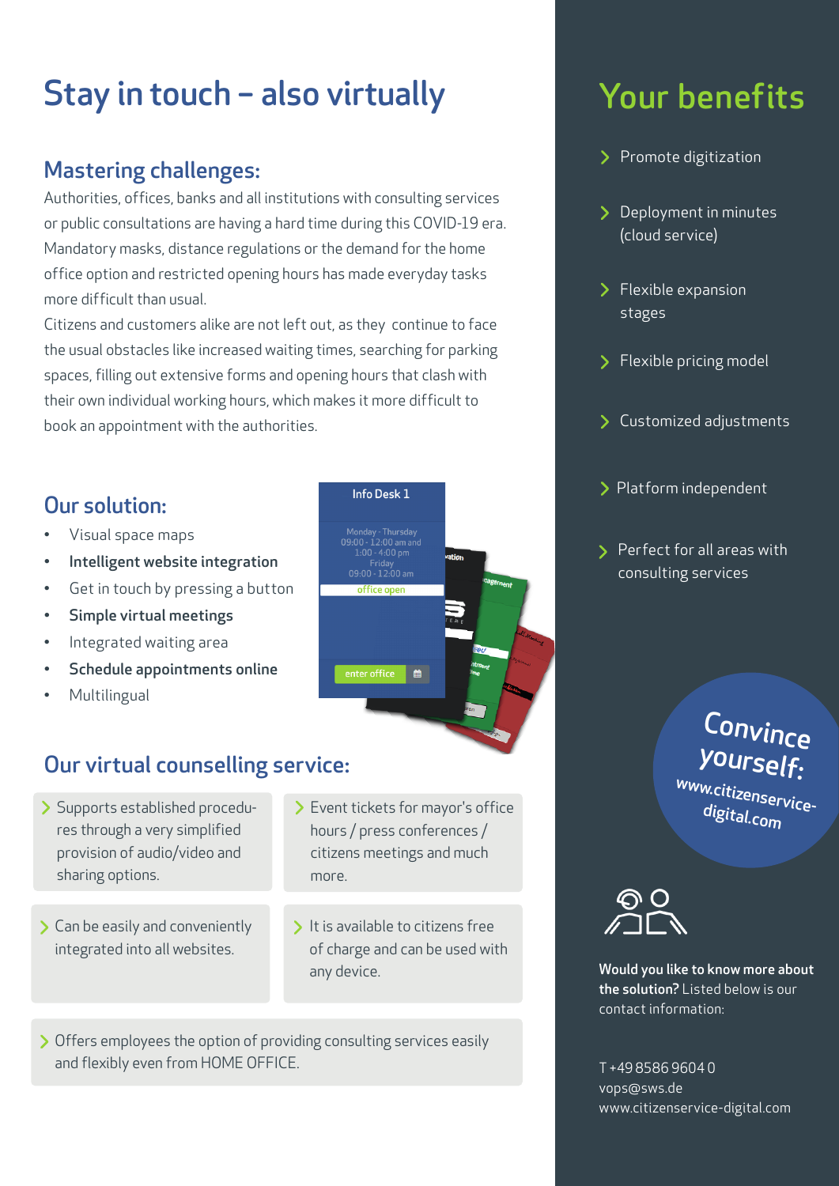# Stay in touch – also virtually

## Mastering challenges:

Authorities, offices, banks and all institutions with consulting services or public consultations are having a hard time during this COVID-19 era. Mandatory masks, distance regulations or the demand for the home office option and restricted opening hours has made everyday tasks more difficult than usual.

Citizens and customers alike are not left out, as they continue to face the usual obstacles like increased waiting times, searching for parking spaces, filling out extensive forms and opening hours that clash with their own individual working hours, which makes it more difficult to book an appointment with the authorities.

## Our solution:

- Visual space maps
- **Intelligent website integration**
- Get in touch by pressing a button
- **Simple virtual meetings**
- Integrated waiting area
- **Schedule appointments online**
- Multilingual

Info Desk 1

Monday - Thursday
09:00 - 12:00 am and
1:00 - 4:00 pm
Friday
09:00 - 12:00 am

office open

enter office

## Our virtual counselling service:

- Supports established procedures through a very simplified provision of audio/video and sharing options.
- Event tickets for mayor's office hours / press conferences / citizens meetings and much more.
- Can be easily and conveniently integrated into all websites.
- It is available to citizens free of charge and can be used with any device.
- Offers employees the option of providing consulting services easily and flexibly even from HOME OFFICE.

## Your benefits

- Promote digitization
- Deployment in minutes (cloud service)
- Flexible expansion stages
- Flexible pricing model
- Customized adjustments
- Platform independent
- Perfect for all areas with consulting services

**Convince yourself:**
**www.citizenservice-digital.com**

**Would you like to know more about the solution?** Listed below is our contact information:

T +49 8586 9604 0
vops@sws.de
www.citizenservice-digital.com